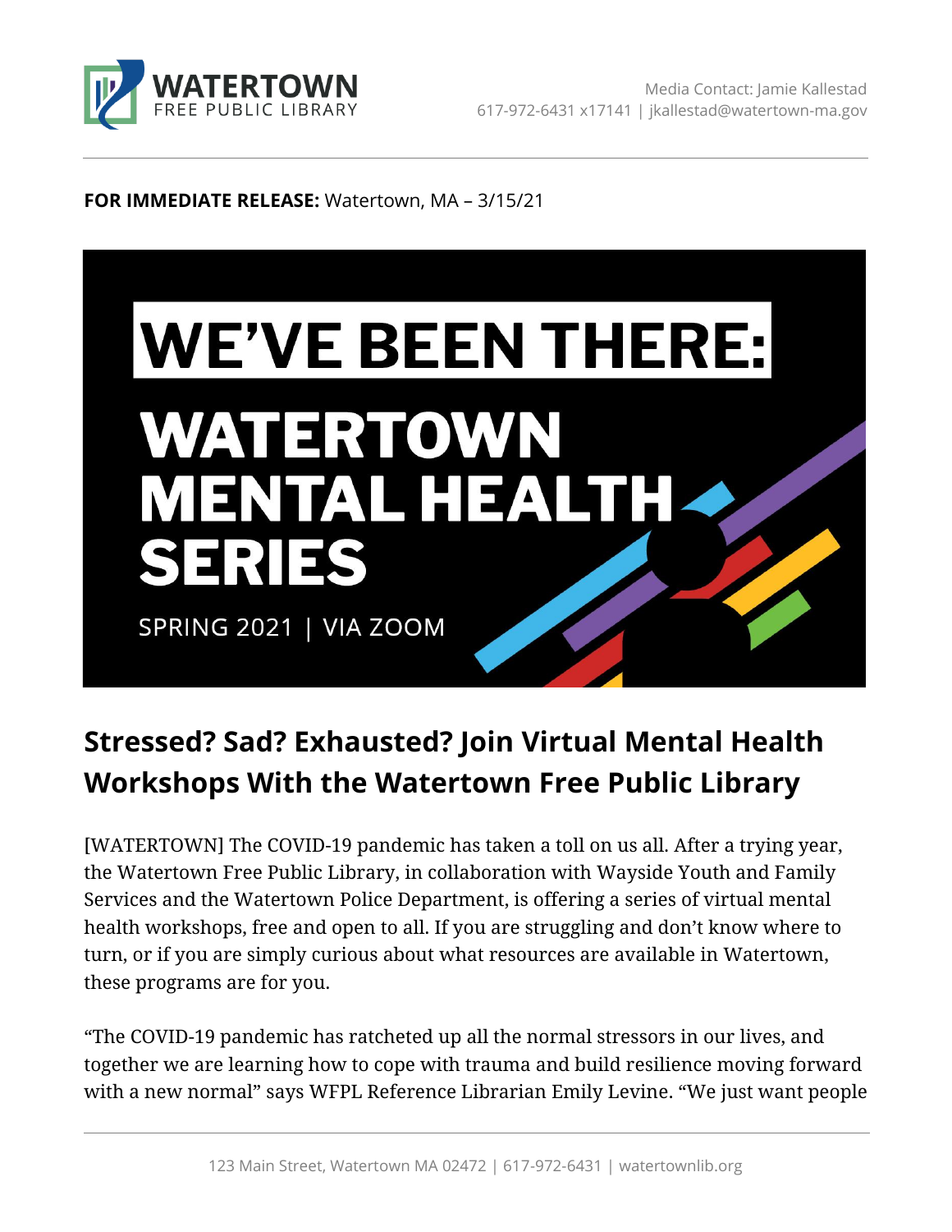Media Contact: Jamie Kallestad
617-972-6431 x17141 | jkallestad@watertown-ma.gov

**FOR IMMEDIATE RELEASE:** Watertown, MA – 3/15/21

# WE'VE BEEN THERE: WATERTOWN MENTAL HEALTH SERIES

SPRING 2021 | VIA ZOOM

## Stressed? Sad? Exhausted? Join Virtual Mental Health Workshops With the Watertown Free Public Library

[WATERTOWN] The COVID-19 pandemic has taken a toll on us all. After a trying year, the Watertown Free Public Library, in collaboration with Wayside Youth and Family Services and the Watertown Police Department, is offering a series of virtual mental health workshops, free and open to all. If you are struggling and don't know where to turn, or if you are simply curious about what resources are available in Watertown, these programs are for you.

"The COVID-19 pandemic has ratcheted up all the normal stressors in our lives, and together we are learning how to cope with trauma and build resilience moving forward with a new normal" says WFPL Reference Librarian Emily Levine. "We just want people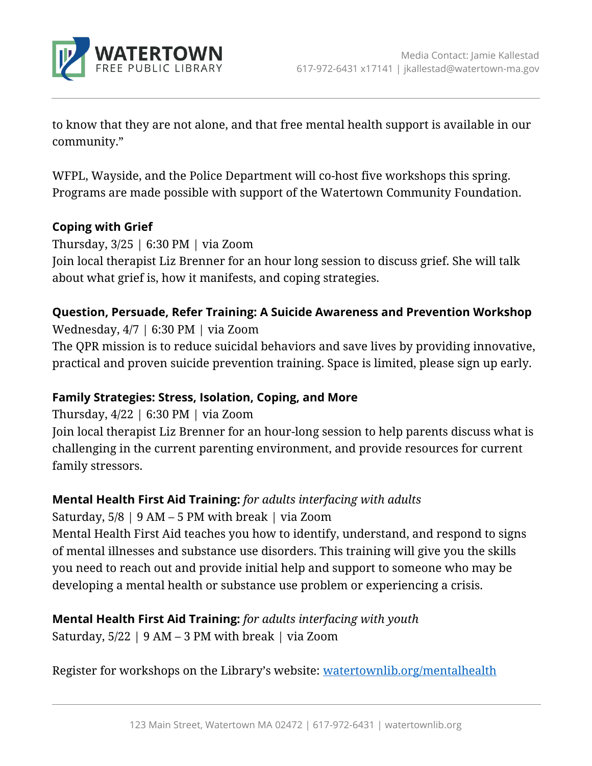to know that they are not alone, and that free mental health support is available in our community."

WFPL, Wayside, and the Police Department will co-host five workshops this spring. Programs are made possible with support of the Watertown Community Foundation.

**Coping with Grief**
Thursday, 3/25 | 6:30 PM | via Zoom
Join local therapist Liz Brenner for an hour long session to discuss grief. She will talk about what grief is, how it manifests, and coping strategies.

**Question, Persuade, Refer Training: A Suicide Awareness and Prevention Workshop**
Wednesday, 4/7 | 6:30 PM | via Zoom
The QPR mission is to reduce suicidal behaviors and save lives by providing innovative, practical and proven suicide prevention training. Space is limited, please sign up early.

**Family Strategies: Stress, Isolation, Coping, and More**
Thursday, 4/22 | 6:30 PM | via Zoom
Join local therapist Liz Brenner for an hour-long session to help parents discuss what is challenging in the current parenting environment, and provide resources for current family stressors.

**Mental Health First Aid Training:** *for adults interfacing with adults*
Saturday, 5/8 | 9 AM – 5 PM with break | via Zoom
Mental Health First Aid teaches you how to identify, understand, and respond to signs of mental illnesses and substance use disorders. This training will give you the skills you need to reach out and provide initial help and support to someone who may be developing a mental health or substance use problem or experiencing a crisis.

**Mental Health First Aid Training:** *for adults interfacing with youth*
Saturday, 5/22 | 9 AM – 3 PM with break | via Zoom

Register for workshops on the Library's website: [watertownlib.org/mentalhealth](watertownlib.org/mentalhealth)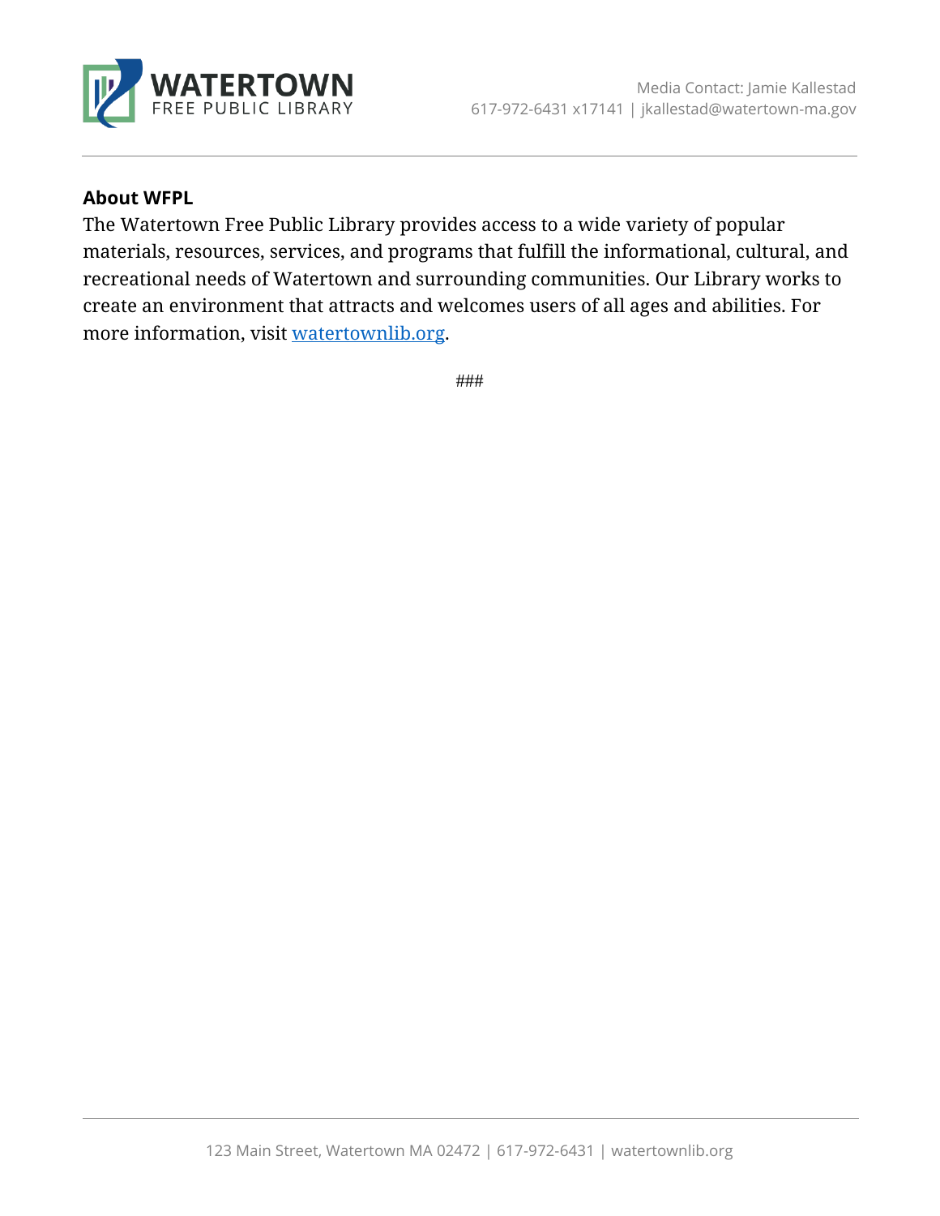Media Contact: Jamie Kallestad
617-972-6431 x17141 | jkallestad@watertown-ma.gov

**About WFPL**

The Watertown Free Public Library provides access to a wide variety of popular materials, resources, services, and programs that fulfill the informational, cultural, and recreational needs of Watertown and surrounding communities. Our Library works to create an environment that attracts and welcomes users of all ages and abilities. For more information, visit [watertownlib.org](watertownlib.org).

###

123 Main Street, Watertown MA 02472 | 617-972-6431 | watertownlib.org